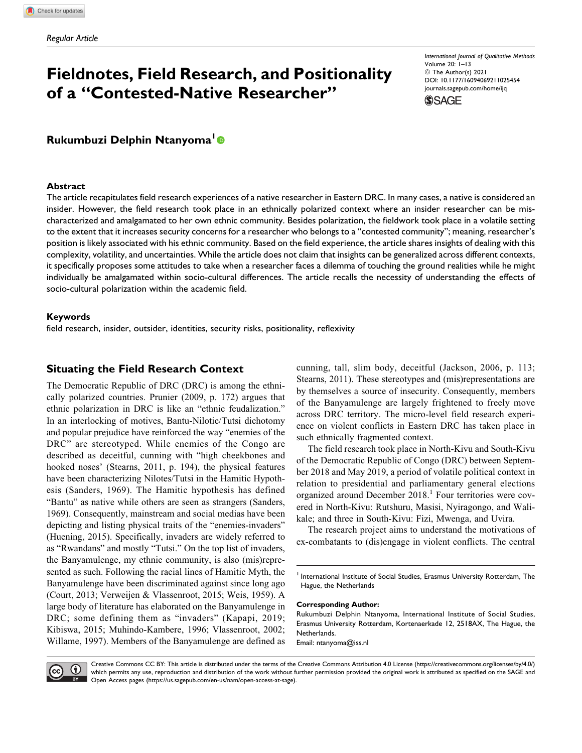Regular Article

# Fieldnotes, Field Research, and Positionality of a "Contested-Native Researcher"

**Rukumbuzi Delphin Ntanyoma**[1]

## Abstract

The article recapitulates field research experiences of a native researcher in Eastern DRC. In many cases, a native is considered an insider. However, the field research took place in an ethnically polarized context where an insider researcher can be mischaracterized and amalgamated to her own ethnic community. Besides polarization, the fieldwork took place in a volatile setting to the extent that it increases security concerns for a researcher who belongs to a "contested community"; meaning, researcher's position is likely associated with his ethnic community. Based on the field experience, the article shares insights of dealing with this complexity, volatility, and uncertainties. While the article does not claim that insights can be generalized across different contexts, it specifically proposes some attitudes to take when a researcher faces a dilemma of touching the ground realities while he might individually be amalgamated within socio-cultural differences. The article recalls the necessity of understanding the effects of socio-cultural polarization within the academic field.

## Keywords

field research, insider, outsider, identities, security risks, positionality, reflexivity

## Situating the Field Research Context

The Democratic Republic of DRC (DRC) is among the ethnically polarized countries. Prunier (2009, p. 172) argues that ethnic polarization in DRC is like an "ethnic feudalization." In an interlocking of motives, Bantu-Nilotic/Tutsi dichotomy and popular prejudice have reinforced the way "enemies of the DRC" are stereotyped. While enemies of the Congo are described as deceitful, cunning with "high cheekbones and hooked noses' (Stearns, 2011, p. 194), the physical features have been characterizing Nilotes/Tutsi in the Hamitic Hypothesis (Sanders, 1969). The Hamitic hypothesis has defined "Bantu" as native while others are seen as strangers (Sanders, 1969). Consequently, mainstream and social medias have been depicting and listing physical traits of the "enemies-invaders" (Huening, 2015). Specifically, invaders are widely referred to as "Rwandans" and mostly "Tutsi." On the top list of invaders, the Banyamulenge, my ethnic community, is also (mis)represented as such. Following the racial lines of Hamitic Myth, the Banyamulenge have been discriminated against since long ago (Court, 2013; Verweijen & Vlassenroot, 2015; Weis, 1959). A large body of literature has elaborated on the Banyamulenge in DRC; some defining them as "invaders" (Kapapi, 2019; Kibiswa, 2015; Muhindo-Kambere, 1996; Vlassenroot, 2002; Willame, 1997). Members of the Banyamulenge are defined as cunning, tall, slim body, deceitful (Jackson, 2006, p. 113; Stearns, 2011). These stereotypes and (mis)representations are by themselves a source of insecurity. Consequently, members of the Banyamulenge are largely frightened to freely move across DRC territory. The micro-level field research experience on violent conflicts in Eastern DRC has taken place in such ethnically fragmented context.

The field research took place in North-Kivu and South-Kivu of the Democratic Republic of Congo (DRC) between September 2018 and May 2019, a period of volatile political context in relation to presidential and parliamentary general elections organized around December 2018.[1] Four territories were covered in North-Kivu: Rutshuru, Masisi, Nyiragongo, and Walikale; and three in South-Kivu: Fizi, Mwenga, and Uvira.

The research project aims to understand the motivations of ex-combatants to (dis)engage in violent conflicts. The central

---

[1] International Institute of Social Studies, Erasmus University Rotterdam, The Hague, the Netherlands.

**Corresponding Author:**
Rukumbuzi Delphin Ntanyoma, International Institute of Social Studies, Erasmus University Rotterdam, Kortenaerkade 12, 2518AX, The Hague, the Netherlands.
Email: ntanyoma@iss.nl

Creative Commons CC BY: This article is distributed under the terms of the Creative Commons Attribution 4.0 License (https://creativecommons.org/licenses/by/4.0/) which permits any use, reproduction and distribution of the work without further permission provided the original work is attributed as specified on the SAGE and Open Access pages (https://us.sagepub.com/en-us/nam/open-access-at-sage).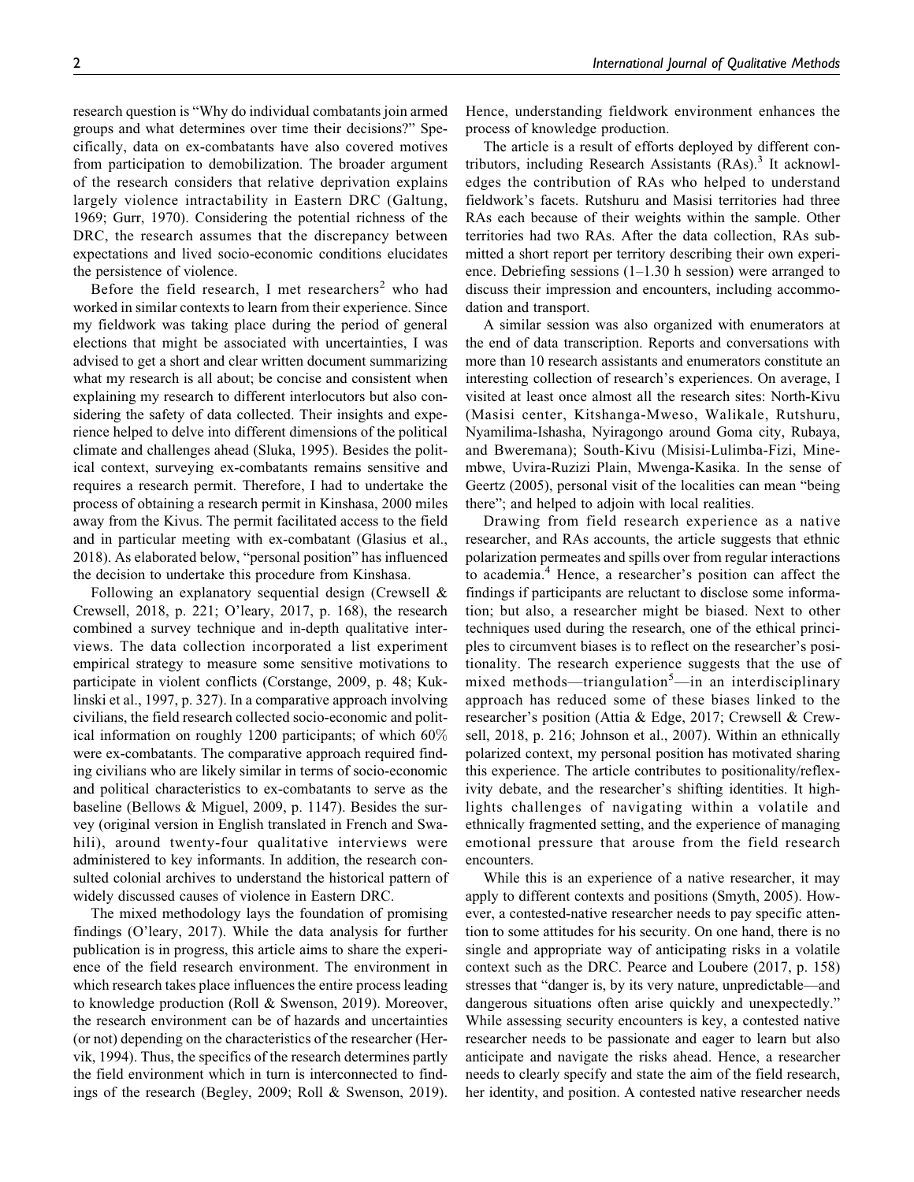research question is "Why do individual combatants join armed groups and what determines over time their decisions?" Specifically, data on ex-combatants have also covered motives from participation to demobilization. The broader argument of the research considers that relative deprivation explains largely violence intractability in Eastern DRC (Galtung, 1969; Gurr, 1970). Considering the potential richness of the DRC, the research assumes that the discrepancy between expectations and lived socio-economic conditions elucidates the persistence of violence.

Before the field research, I met researchers[2] who had worked in similar contexts to learn from their experience. Since my fieldwork was taking place during the period of general elections that might be associated with uncertainties, I was advised to get a short and clear written document summarizing what my research is all about; be concise and consistent when explaining my research to different interlocutors but also considering the safety of data collected. Their insights and experience helped to delve into different dimensions of the political climate and challenges ahead (Sluka, 1995). Besides the political context, surveying ex-combatants remains sensitive and requires a research permit. Therefore, I had to undertake the process of obtaining a research permit in Kinshasa, 2000 miles away from the Kivus. The permit facilitated access to the field and in particular meeting with ex-combatant (Glasius et al., 2018). As elaborated below, "personal position" has influenced the decision to undertake this procedure from Kinshasa.

Following an explanatory sequential design (Crewsell & Crewsell, 2018, p. 221; O'leary, 2017, p. 168), the research combined a survey technique and in-depth qualitative interviews. The data collection incorporated a list experiment empirical strategy to measure some sensitive motivations to participate in violent conflicts (Corstange, 2009, p. 48; Kuklinski et al., 1997, p. 327). In a comparative approach involving civilians, the field research collected socio-economic and political information on roughly 1200 participants; of which 60% were ex-combatants. The comparative approach required finding civilians who are likely similar in terms of socio-economic and political characteristics to ex-combatants to serve as the baseline (Bellows & Miguel, 2009, p. 1147). Besides the survey (original version in English translated in French and Swahili), around twenty-four qualitative interviews were administered to key informants. In addition, the research consulted colonial archives to understand the historical pattern of widely discussed causes of violence in Eastern DRC.

The mixed methodology lays the foundation of promising findings (O'leary, 2017). While the data analysis for further publication is in progress, this article aims to share the experience of the field research environment. The environment in which research takes place influences the entire process leading to knowledge production (Roll & Swenson, 2019). Moreover, the research environment can be of hazards and uncertainties (or not) depending on the characteristics of the researcher (Hervik, 1994). Thus, the specifics of the research determines partly the field environment which in turn is interconnected to findings of the research (Begley, 2009; Roll & Swenson, 2019). Hence, understanding fieldwork environment enhances the process of knowledge production.

The article is a result of efforts deployed by different contributors, including Research Assistants (RAs).[3] It acknowledges the contribution of RAs who helped to understand fieldwork's facets. Rutshuru and Masisi territories had three RAs each because of their weights within the sample. Other territories had two RAs. After the data collection, RAs submitted a short report per territory describing their own experience. Debriefing sessions (1–1.30 h session) were arranged to discuss their impression and encounters, including accommodation and transport.

A similar session was also organized with enumerators at the end of data transcription. Reports and conversations with more than 10 research assistants and enumerators constitute an interesting collection of research's experiences. On average, I visited at least once almost all the research sites: North-Kivu (Masisi center, Kitshanga-Mweso, Walikale, Rutshuru, Nyamilima-Ishasha, Nyiragongo around Goma city, Rubaya, and Bweremana); South-Kivu (Misisi-Lulimba-Fizi, Minembwe, Uvira-Ruzizi Plain, Mwenga-Kasika. In the sense of Geertz (2005), personal visit of the localities can mean "being there"; and helped to adjoin with local realities.

Drawing from field research experience as a native researcher, and RAs accounts, the article suggests that ethnic polarization permeates and spills over from regular interactions to academia.[4] Hence, a researcher's position can affect the findings if participants are reluctant to disclose some information; but also, a researcher might be biased. Next to other techniques used during the research, one of the ethical principles to circumvent biases is to reflect on the researcher's positionality. The research experience suggests that the use of mixed methods—triangulation[5]—in an interdisciplinary approach has reduced some of these biases linked to the researcher's position (Attia & Edge, 2017; Crewsell & Crewsell, 2018, p. 216; Johnson et al., 2007). Within an ethnically polarized context, my personal position has motivated sharing this experience. The article contributes to positionality/reflexivity debate, and the researcher's shifting identities. It highlights challenges of navigating within a volatile and ethnically fragmented setting, and the experience of managing emotional pressure that arouse from the field research encounters.

While this is an experience of a native researcher, it may apply to different contexts and positions (Smyth, 2005). However, a contested-native researcher needs to pay specific attention to some attitudes for his security. On one hand, there is no single and appropriate way of anticipating risks in a volatile context such as the DRC. Pearce and Loubere (2017, p. 158) stresses that "danger is, by its very nature, unpredictable—and dangerous situations often arise quickly and unexpectedly." While assessing security encounters is key, a contested native researcher needs to be passionate and eager to learn but also anticipate and navigate the risks ahead. Hence, a researcher needs to clearly specify and state the aim of the field research, her identity, and position. A contested native researcher needs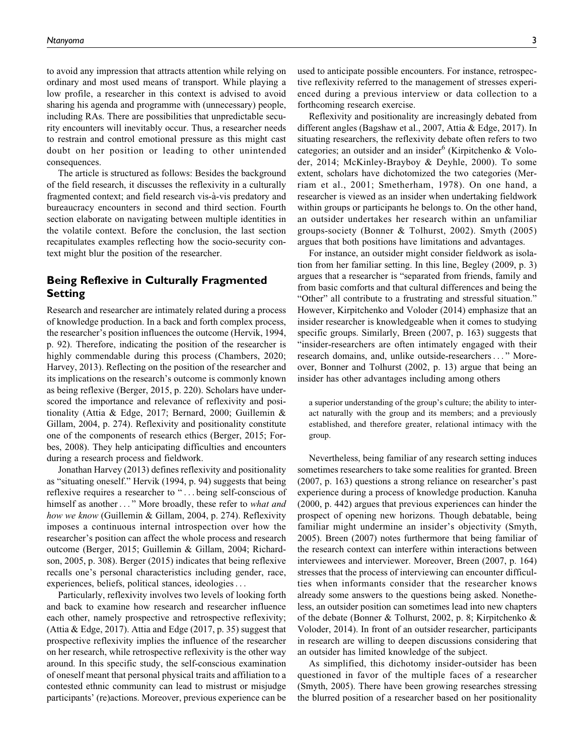to avoid any impression that attracts attention while relying on ordinary and most used means of transport. While playing a low profile, a researcher in this context is advised to avoid sharing his agenda and programme with (unnecessary) people, including RAs. There are possibilities that unpredictable security encounters will inevitably occur. Thus, a researcher needs to restrain and control emotional pressure as this might cast doubt on her position or leading to other unintended consequences.

The article is structured as follows: Besides the background of the field research, it discusses the reflexivity in a culturally fragmented context; and field research vis-à-vis predatory and bureaucracy encounters in second and third section. Fourth section elaborate on navigating between multiple identities in the volatile context. Before the conclusion, the last section recapitulates examples reflecting how the socio-security context might blur the position of the researcher.

## Being Reflexive in Culturally Fragmented Setting

Research and researcher are intimately related during a process of knowledge production. In a back and forth complex process, the researcher's position influences the outcome (Hervik, 1994, p. 92). Therefore, indicating the position of the researcher is highly commendable during this process (Chambers, 2020; Harvey, 2013). Reflecting on the position of the researcher and its implications on the research's outcome is commonly known as being reflexive (Berger, 2015, p. 220). Scholars have underscored the importance and relevance of reflexivity and positionality (Attia & Edge, 2017; Bernard, 2000; Guillemin & Gillam, 2004, p. 274). Reflexivity and positionality constitute one of the components of research ethics (Berger, 2015; Forbes, 2008). They help anticipating difficulties and encounters during a research process and fieldwork.

Jonathan Harvey (2013) defines reflexivity and positionality as "situating oneself." Hervik (1994, p. 94) suggests that being reflexive requires a researcher to "... being self-conscious of himself as another..." More broadly, these refer to *what and how we know* (Guillemin & Gillam, 2004, p. 274). Reflexivity imposes a continuous internal introspection over how the researcher's position can affect the whole process and research outcome (Berger, 2015; Guillemin & Gillam, 2004; Richardson, 2005, p. 308). Berger (2015) indicates that being reflexive recalls one's personal characteristics including gender, race, experiences, beliefs, political stances, ideologies...

Particularly, reflexivity involves two levels of looking forth and back to examine how research and researcher influence each other, namely prospective and retrospective reflexivity; (Attia & Edge, 2017). Attia and Edge (2017, p. 35) suggest that prospective reflexivity implies the influence of the researcher on her research, while retrospective reflexivity is the other way around. In this specific study, the self-conscious examination of oneself meant that personal physical traits and affiliation to a contested ethnic community can lead to mistrust or misjudge participants' (re)actions. Moreover, previous experience can be used to anticipate possible encounters. For instance, retrospective reflexivity referred to the management of stresses experienced during a previous interview or data collection to a forthcoming research exercise.

Reflexivity and positionality are increasingly debated from different angles (Bagshaw et al., 2007, Attia & Edge, 2017). In situating researchers, the reflexivity debate often refers to two categories; an outsider and an insider[6] (Kirpitchenko & Voloder, 2014; McKinley-Brayboy & Deyhle, 2000). To some extent, scholars have dichotomized the two categories (Merriam et al., 2001; Smetherham, 1978). On one hand, a researcher is viewed as an insider when undertaking fieldwork within groups or participants he belongs to. On the other hand, an outsider undertakes her research within an unfamiliar groups-society (Bonner & Tolhurst, 2002). Smyth (2005) argues that both positions have limitations and advantages.

For instance, an outsider might consider fieldwork as isolation from her familiar setting. In this line, Begley (2009, p. 3) argues that a researcher is "separated from friends, family and from basic comforts and that cultural differences and being the "Other" all contribute to a frustrating and stressful situation." However, Kirpitchenko and Voloder (2014) emphasize that an insider researcher is knowledgeable when it comes to studying specific groups. Similarly, Breen (2007, p. 163) suggests that "insider-researchers are often intimately engaged with their research domains, and, unlike outside-researchers..." Moreover, Bonner and Tolhurst (2002, p. 13) argue that being an insider has other advantages including among others

> a superior understanding of the group's culture; the ability to interact naturally with the group and its members; and a previously established, and therefore greater, relational intimacy with the group.

Nevertheless, being familiar of any research setting induces sometimes researchers to take some realities for granted. Breen (2007, p. 163) questions a strong reliance on researcher's past experience during a process of knowledge production. Kanuha (2000, p. 442) argues that previous experiences can hinder the prospect of opening new horizons. Though debatable, being familiar might undermine an insider's objectivity (Smyth, 2005). Breen (2007) notes furthermore that being familiar of the research context can interfere within interactions between interviewees and interviewer. Moreover, Breen (2007, p. 164) stresses that the process of interviewing can encounter difficulties when informants consider that the researcher knows already some answers to the questions being asked. Nonetheless, an outsider position can sometimes lead into new chapters of the debate (Bonner & Tolhurst, 2002, p. 8; Kirpitchenko & Voloder, 2014). In front of an outsider researcher, participants in research are willing to deepen discussions considering that an outsider has limited knowledge of the subject.

As simplified, this dichotomy insider-outsider has been questioned in favor of the multiple faces of a researcher (Smyth, 2005). There have been growing researches stressing the blurred position of a researcher based on her positionality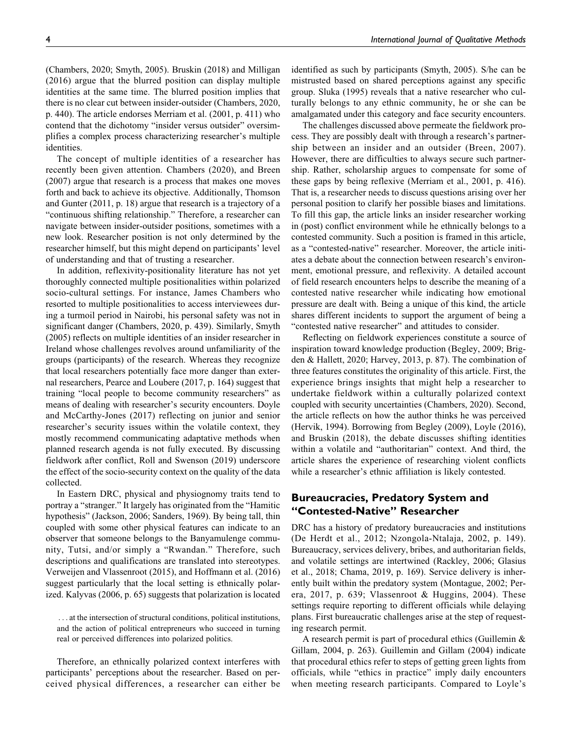(Chambers, 2020; Smyth, 2005). Bruskin (2018) and Milligan (2016) argue that the blurred position can display multiple identities at the same time. The blurred position implies that there is no clear cut between insider-outsider (Chambers, 2020, p. 440). The article endorses Merriam et al. (2001, p. 411) who contend that the dichotomy "insider versus outsider" oversimplifies a complex process characterizing researcher's multiple identities.

The concept of multiple identities of a researcher has recently been given attention. Chambers (2020), and Breen (2007) argue that research is a process that makes one moves forth and back to achieve its objective. Additionally, Thomson and Gunter (2011, p. 18) argue that research is a trajectory of a "continuous shifting relationship." Therefore, a researcher can navigate between insider-outsider positions, sometimes with a new look. Researcher position is not only determined by the researcher himself, but this might depend on participants' level of understanding and that of trusting a researcher.

In addition, reflexivity-positionality literature has not yet thoroughly connected multiple positionalities within polarized socio-cultural settings. For instance, James Chambers who resorted to multiple positionalities to access interviewees during a turmoil period in Nairobi, his personal safety was not in significant danger (Chambers, 2020, p. 439). Similarly, Smyth (2005) reflects on multiple identities of an insider researcher in Ireland whose challenges revolves around unfamiliarity of the groups (participants) of the research. Whereas they recognize that local researchers potentially face more danger than external researchers, Pearce and Loubere (2017, p. 164) suggest that training "local people to become community researchers" as means of dealing with researcher's security encounters. Doyle and McCarthy-Jones (2017) reflecting on junior and senior researcher's security issues within the volatile context, they mostly recommend communicating adaptative methods when planned research agenda is not fully executed. By discussing fieldwork after conflict, Roll and Swenson (2019) underscore the effect of the socio-security context on the quality of the data collected.

In Eastern DRC, physical and physiognomy traits tend to portray a "stranger." It largely has originated from the "Hamitic hypothesis" (Jackson, 2006; Sanders, 1969). By being tall, thin coupled with some other physical features can indicate to an observer that someone belongs to the Banyamulenge community, Tutsi, and/or simply a "Rwandan." Therefore, such descriptions and qualifications are translated into stereotypes. Verweijen and Vlassenroot (2015), and Hoffmann et al. (2016) suggest particularly that the local setting is ethnically polarized. Kalyvas (2006, p. 65) suggests that polarization is located

> . . . at the intersection of structural conditions, political institutions, and the action of political entrepreneurs who succeed in turning real or perceived differences into polarized politics.

Therefore, an ethnically polarized context interferes with participants' perceptions about the researcher. Based on perceived physical differences, a researcher can either be identified as such by participants (Smyth, 2005). S/he can be mistrusted based on shared perceptions against any specific group. Sluka (1995) reveals that a native researcher who culturally belongs to any ethnic community, he or she can be amalgamated under this category and face security encounters.

The challenges discussed above permeate the fieldwork process. They are possibly dealt with through a research's partnership between an insider and an outsider (Breen, 2007). However, there are difficulties to always secure such partnership. Rather, scholarship argues to compensate for some of these gaps by being reflexive (Merriam et al., 2001, p. 416). That is, a researcher needs to discuss questions arising over her personal position to clarify her possible biases and limitations. To fill this gap, the article links an insider researcher working in (post) conflict environment while he ethnically belongs to a contested community. Such a position is framed in this article, as a "contested-native" researcher. Moreover, the article initiates a debate about the connection between research's environment, emotional pressure, and reflexivity. A detailed account of field research encounters helps to describe the meaning of a contested native researcher while indicating how emotional pressure are dealt with. Being a unique of this kind, the article shares different incidents to support the argument of being a "contested native researcher" and attitudes to consider.

Reflecting on fieldwork experiences constitute a source of inspiration toward knowledge production (Begley, 2009; Brigden & Hallett, 2020; Harvey, 2013, p. 87). The combination of three features constitutes the originality of this article. First, the experience brings insights that might help a researcher to undertake fieldwork within a culturally polarized context coupled with security uncertainties (Chambers, 2020). Second, the article reflects on how the author thinks he was perceived (Hervik, 1994). Borrowing from Begley (2009), Loyle (2016), and Bruskin (2018), the debate discusses shifting identities within a volatile and "authoritarian" context. And third, the article shares the experience of researching violent conflicts while a researcher's ethnic affiliation is likely contested.

## Bureaucracies, Predatory System and "Contested-Native" Researcher

DRC has a history of predatory bureaucracies and institutions (De Herdt et al., 2012; Nzongola-Ntalaja, 2002, p. 149). Bureaucracy, services delivery, bribes, and authoritarian fields, and volatile settings are intertwined (Rackley, 2006; Glasius et al., 2018; Chama, 2019, p. 169). Service delivery is inherently built within the predatory system (Montague, 2002; Perera, 2017, p. 639; Vlassenroot & Huggins, 2004). These settings require reporting to different officials while delaying plans. First bureaucratic challenges arise at the step of requesting research permit.

A research permit is part of procedural ethics (Guillemin & Gillam, 2004, p. 263). Guillemin and Gillam (2004) indicate that procedural ethics refer to steps of getting green lights from officials, while "ethics in practice" imply daily encounters when meeting research participants. Compared to Loyle's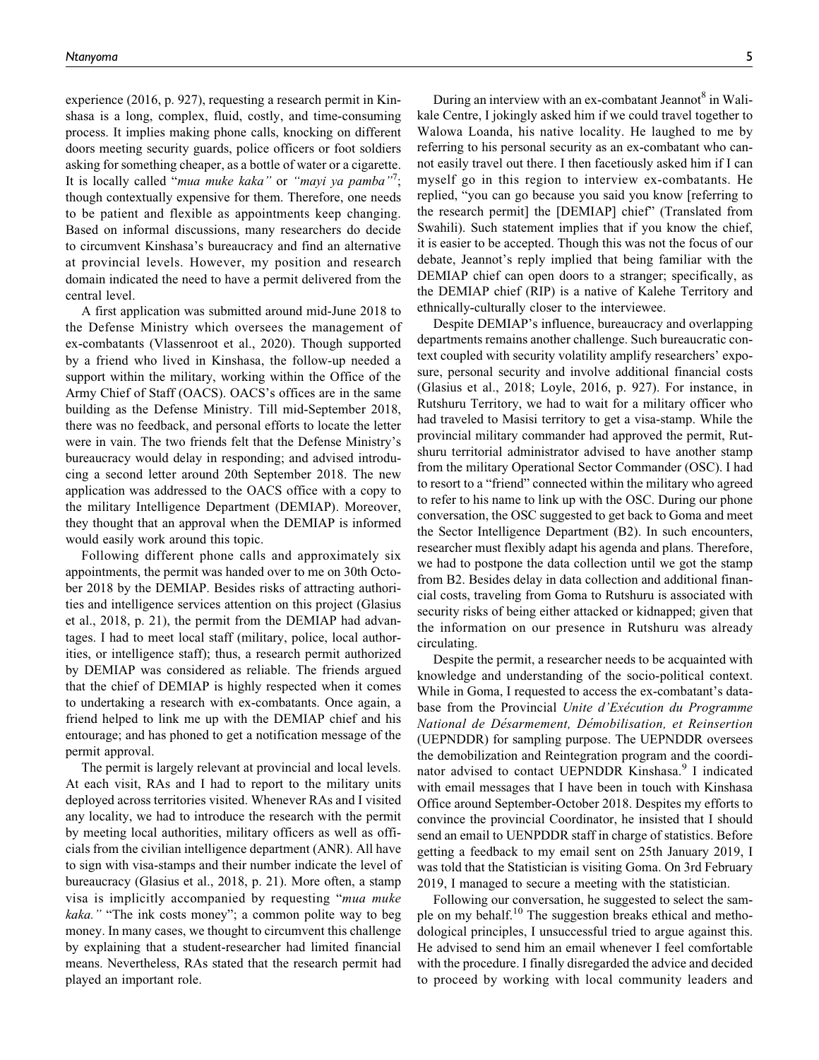experience (2016, p. 927), requesting a research permit in Kinshasa is a long, complex, fluid, costly, and time-consuming process. It implies making phone calls, knocking on different doors meeting security guards, police officers or foot soldiers asking for something cheaper, as a bottle of water or a cigarette. It is locally called "*mua muke kaka"* or *"mayi ya pamba"*[7]; though contextually expensive for them. Therefore, one needs to be patient and flexible as appointments keep changing. Based on informal discussions, many researchers do decide to circumvent Kinshasa's bureaucracy and find an alternative at provincial levels. However, my position and research domain indicated the need to have a permit delivered from the central level.

A first application was submitted around mid-June 2018 to the Defense Ministry which oversees the management of ex-combatants (Vlassenroot et al., 2020). Though supported by a friend who lived in Kinshasa, the follow-up needed a support within the military, working within the Office of the Army Chief of Staff (OACS). OACS's offices are in the same building as the Defense Ministry. Till mid-September 2018, there was no feedback, and personal efforts to locate the letter were in vain. The two friends felt that the Defense Ministry's bureaucracy would delay in responding; and advised introducing a second letter around 20th September 2018. The new application was addressed to the OACS office with a copy to the military Intelligence Department (DEMIAP). Moreover, they thought that an approval when the DEMIAP is informed would easily work around this topic.

Following different phone calls and approximately six appointments, the permit was handed over to me on 30th October 2018 by the DEMIAP. Besides risks of attracting authorities and intelligence services attention on this project (Glasius et al., 2018, p. 21), the permit from the DEMIAP had advantages. I had to meet local staff (military, police, local authorities, or intelligence staff); thus, a research permit authorized by DEMIAP was considered as reliable. The friends argued that the chief of DEMIAP is highly respected when it comes to undertaking a research with ex-combatants. Once again, a friend helped to link me up with the DEMIAP chief and his entourage; and has phoned to get a notification message of the permit approval.

The permit is largely relevant at provincial and local levels. At each visit, RAs and I had to report to the military units deployed across territories visited. Whenever RAs and I visited any locality, we had to introduce the research with the permit by meeting local authorities, military officers as well as officials from the civilian intelligence department (ANR). All have to sign with visa-stamps and their number indicate the level of bureaucracy (Glasius et al., 2018, p. 21). More often, a stamp visa is implicitly accompanied by requesting "*mua muke kaka."* "The ink costs money"; a common polite way to beg money. In many cases, we thought to circumvent this challenge by explaining that a student-researcher had limited financial means. Nevertheless, RAs stated that the research permit had played an important role.

During an interview with an ex-combatant Jeannot[8] in Walikale Centre, I jokingly asked him if we could travel together to Walowa Loanda, his native locality. He laughed to me by referring to his personal security as an ex-combatant who cannot easily travel out there. I then facetiously asked him if I can myself go in this region to interview ex-combatants. He replied, "you can go because you said you know [referring to the research permit] the [DEMIAP] chief" (Translated from Swahili). Such statement implies that if you know the chief, it is easier to be accepted. Though this was not the focus of our debate, Jeannot's reply implied that being familiar with the DEMIAP chief can open doors to a stranger; specifically, as the DEMIAP chief (RIP) is a native of Kalehe Territory and ethnically-culturally closer to the interviewee.

Despite DEMIAP's influence, bureaucracy and overlapping departments remains another challenge. Such bureaucratic context coupled with security volatility amplify researchers' exposure, personal security and involve additional financial costs (Glasius et al., 2018; Loyle, 2016, p. 927). For instance, in Rutshuru Territory, we had to wait for a military officer who had traveled to Masisi territory to get a visa-stamp. While the provincial military commander had approved the permit, Rutshuru territorial administrator advised to have another stamp from the military Operational Sector Commander (OSC). I had to resort to a "friend" connected within the military who agreed to refer to his name to link up with the OSC. During our phone conversation, the OSC suggested to get back to Goma and meet the Sector Intelligence Department (B2). In such encounters, researcher must flexibly adapt his agenda and plans. Therefore, we had to postpone the data collection until we got the stamp from B2. Besides delay in data collection and additional financial costs, traveling from Goma to Rutshuru is associated with security risks of being either attacked or kidnapped; given that the information on our presence in Rutshuru was already circulating.

Despite the permit, a researcher needs to be acquainted with knowledge and understanding of the socio-political context. While in Goma, I requested to access the ex-combatant's database from the Provincial *Unite d'Exécution du Programme National de Désarmement, Démobilisation, et Reinsertion* (UEPNDDR) for sampling purpose. The UEPNDDR oversees the demobilization and Reintegration program and the coordinator advised to contact UEPNDDR Kinshasa.[9] I indicated with email messages that I have been in touch with Kinshasa Office around September-October 2018. Despites my efforts to convince the provincial Coordinator, he insisted that I should send an email to UENPDDR staff in charge of statistics. Before getting a feedback to my email sent on 25th January 2019, I was told that the Statistician is visiting Goma. On 3rd February 2019, I managed to secure a meeting with the statistician.

Following our conversation, he suggested to select the sample on my behalf.[10] The suggestion breaks ethical and methodological principles, I unsuccessful tried to argue against this. He advised to send him an email whenever I feel comfortable with the procedure. I finally disregarded the advice and decided to proceed by working with local community leaders and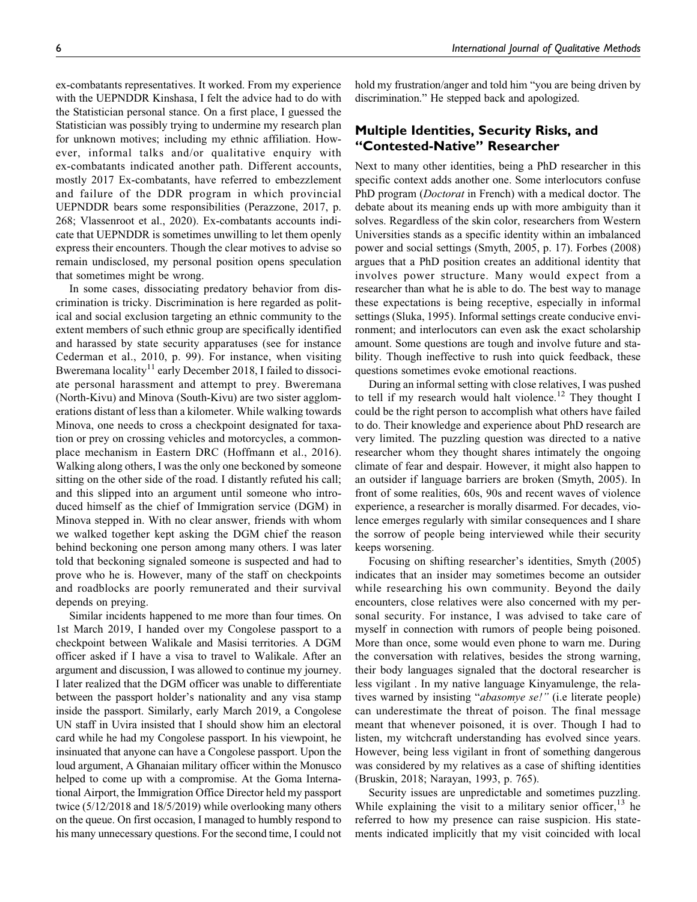ex-combatants representatives. It worked. From my experience with the UEPNDDR Kinshasa, I felt the advice had to do with the Statistician personal stance. On a first place, I guessed the Statistician was possibly trying to undermine my research plan for unknown motives; including my ethnic affiliation. However, informal talks and/or qualitative enquiry with ex-combatants indicated another path. Different accounts, mostly 2017 Ex-combatants, have referred to embezzlement and failure of the DDR program in which provincial UEPNDDR bears some responsibilities (Perazzone, 2017, p. 268; Vlassenroot et al., 2020). Ex-combatants accounts indicate that UEPNDDR is sometimes unwilling to let them openly express their encounters. Though the clear motives to advise so remain undisclosed, my personal position opens speculation that sometimes might be wrong.

In some cases, dissociating predatory behavior from discrimination is tricky. Discrimination is here regarded as political and social exclusion targeting an ethnic community to the extent members of such ethnic group are specifically identified and harassed by state security apparatuses (see for instance Cederman et al., 2010, p. 99). For instance, when visiting Bweremana locality[11] early December 2018, I failed to dissociate personal harassment and attempt to prey. Bweremana (North-Kivu) and Minova (South-Kivu) are two sister agglomerations distant of less than a kilometer. While walking towards Minova, one needs to cross a checkpoint designated for taxation or prey on crossing vehicles and motorcycles, a commonplace mechanism in Eastern DRC (Hoffmann et al., 2016). Walking along others, I was the only one beckoned by someone sitting on the other side of the road. I distantly refuted his call; and this slipped into an argument until someone who introduced himself as the chief of Immigration service (DGM) in Minova stepped in. With no clear answer, friends with whom we walked together kept asking the DGM chief the reason behind beckoning one person among many others. I was later told that beckoning signaled someone is suspected and had to prove who he is. However, many of the staff on checkpoints and roadblocks are poorly remunerated and their survival depends on preying.

Similar incidents happened to me more than four times. On 1st March 2019, I handed over my Congolese passport to a checkpoint between Walikale and Masisi territories. A DGM officer asked if I have a visa to travel to Walikale. After an argument and discussion, I was allowed to continue my journey. I later realized that the DGM officer was unable to differentiate between the passport holder's nationality and any visa stamp inside the passport. Similarly, early March 2019, a Congolese UN staff in Uvira insisted that I should show him an electoral card while he had my Congolese passport. In his viewpoint, he insinuated that anyone can have a Congolese passport. Upon the loud argument, A Ghanaian military officer within the Monusco helped to come up with a compromise. At the Goma International Airport, the Immigration Office Director held my passport twice (5/12/2018 and 18/5/2019) while overlooking many others on the queue. On first occasion, I managed to humbly respond to his many unnecessary questions. For the second time, I could not hold my frustration/anger and told him "you are being driven by discrimination." He stepped back and apologized.

## Multiple Identities, Security Risks, and "Contested-Native" Researcher

Next to many other identities, being a PhD researcher in this specific context adds another one. Some interlocutors confuse PhD program (*Doctorat* in French) with a medical doctor. The debate about its meaning ends up with more ambiguity than it solves. Regardless of the skin color, researchers from Western Universities stands as a specific identity within an imbalanced power and social settings (Smyth, 2005, p. 17). Forbes (2008) argues that a PhD position creates an additional identity that involves power structure. Many would expect from a researcher than what he is able to do. The best way to manage these expectations is being receptive, especially in informal settings (Sluka, 1995). Informal settings create conducive environment; and interlocutors can even ask the exact scholarship amount. Some questions are tough and involve future and stability. Though ineffective to rush into quick feedback, these questions sometimes evoke emotional reactions.

During an informal setting with close relatives, I was pushed to tell if my research would halt violence.[12] They thought I could be the right person to accomplish what others have failed to do. Their knowledge and experience about PhD research are very limited. The puzzling question was directed to a native researcher whom they thought shares intimately the ongoing climate of fear and despair. However, it might also happen to an outsider if language barriers are broken (Smyth, 2005). In front of some realities, 60s, 90s and recent waves of violence experience, a researcher is morally disarmed. For decades, violence emerges regularly with similar consequences and I share the sorrow of people being interviewed while their security keeps worsening.

Focusing on shifting researcher's identities, Smyth (2005) indicates that an insider may sometimes become an outsider while researching his own community. Beyond the daily encounters, close relatives were also concerned with my personal security. For instance, I was advised to take care of myself in connection with rumors of people being poisoned. More than once, some would even phone to warn me. During the conversation with relatives, besides the strong warning, their body languages signaled that the doctoral researcher is less vigilant . In my native language Kinyamulenge, the relatives warned by insisting "*abasomye se!*" (i.e literate people) can underestimate the threat of poison. The final message meant that whenever poisoned, it is over. Though I had to listen, my witchcraft understanding has evolved since years. However, being less vigilant in front of something dangerous was considered by my relatives as a case of shifting identities (Bruskin, 2018; Narayan, 1993, p. 765).

Security issues are unpredictable and sometimes puzzling. While explaining the visit to a military senior officer,[13] he referred to how my presence can raise suspicion. His statements indicated implicitly that my visit coincided with local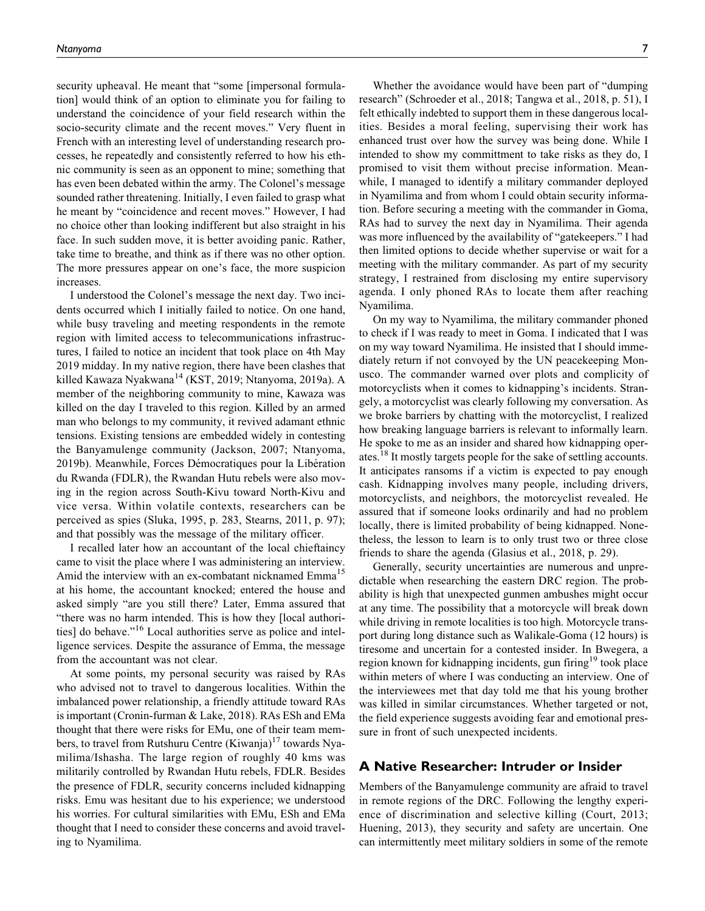security upheaval. He meant that "some [impersonal formulation] would think of an option to eliminate you for failing to understand the coincidence of your field research within the socio-security climate and the recent moves." Very fluent in French with an interesting level of understanding research processes, he repeatedly and consistently referred to how his ethnic community is seen as an opponent to mine; something that has even been debated within the army. The Colonel's message sounded rather threatening. Initially, I even failed to grasp what he meant by "coincidence and recent moves." However, I had no choice other than looking indifferent but also straight in his face. In such sudden move, it is better avoiding panic. Rather, take time to breathe, and think as if there was no other option. The more pressures appear on one's face, the more suspicion increases.

I understood the Colonel's message the next day. Two incidents occurred which I initially failed to notice. On one hand, while busy traveling and meeting respondents in the remote region with limited access to telecommunications infrastructures, I failed to notice an incident that took place on 4th May 2019 midday. In my native region, there have been clashes that killed Kawaza Nyakwana[14] (KST, 2019; Ntanyoma, 2019a). A member of the neighboring community to mine, Kawaza was killed on the day I traveled to this region. Killed by an armed man who belongs to my community, it revived adamant ethnic tensions. Existing tensions are embedded widely in contesting the Banyamulenge community (Jackson, 2007; Ntanyoma, 2019b). Meanwhile, Forces Démocratiques pour la Libération du Rwanda (FDLR), the Rwandan Hutu rebels were also moving in the region across South-Kivu toward North-Kivu and vice versa. Within volatile contexts, researchers can be perceived as spies (Sluka, 1995, p. 283, Stearns, 2011, p. 97); and that possibly was the message of the military officer.

I recalled later how an accountant of the local chieftaincy came to visit the place where I was administering an interview. Amid the interview with an ex-combatant nicknamed Emma[15] at his home, the accountant knocked; entered the house and asked simply "are you still there? Later, Emma assured that "there was no harm intended. This is how they [local authorities] do behave."[16] Local authorities serve as police and intelligence services. Despite the assurance of Emma, the message from the accountant was not clear.

At some points, my personal security was raised by RAs who advised not to travel to dangerous localities. Within the imbalanced power relationship, a friendly attitude toward RAs is important (Cronin-furman & Lake, 2018). RAs ESh and EMa thought that there were risks for EMu, one of their team members, to travel from Rutshuru Centre (Kiwanja)[17] towards Nyamilima/Ishasha. The large region of roughly 40 kms was militarily controlled by Rwandan Hutu rebels, FDLR. Besides the presence of FDLR, security concerns included kidnapping risks. Emu was hesitant due to his experience; we understood his worries. For cultural similarities with EMu, ESh and EMa thought that I need to consider these concerns and avoid traveling to Nyamilima.

Whether the avoidance would have been part of "dumping research" (Schroeder et al., 2018; Tangwa et al., 2018, p. 51), I felt ethically indebted to support them in these dangerous localities. Besides a moral feeling, supervising their work has enhanced trust over how the survey was being done. While I intended to show my committment to take risks as they do, I promised to visit them without precise information. Meanwhile, I managed to identify a military commander deployed in Nyamilima and from whom I could obtain security information. Before securing a meeting with the commander in Goma, RAs had to survey the next day in Nyamilima. Their agenda was more influenced by the availability of "gatekeepers." I had then limited options to decide whether supervise or wait for a meeting with the military commander. As part of my security strategy, I restrained from disclosing my entire supervisory agenda. I only phoned RAs to locate them after reaching Nyamilima.

On my way to Nyamilima, the military commander phoned to check if I was ready to meet in Goma. I indicated that I was on my way toward Nyamilima. He insisted that I should immediately return if not convoyed by the UN peacekeeping Monusco. The commander warned over plots and complicity of motorcyclists when it comes to kidnapping's incidents. Strangely, a motorcyclist was clearly following my conversation. As we broke barriers by chatting with the motorcyclist, I realized how breaking language barriers is relevant to informally learn. He spoke to me as an insider and shared how kidnapping operates.[18] It mostly targets people for the sake of settling accounts. It anticipates ransoms if a victim is expected to pay enough cash. Kidnapping involves many people, including drivers, motorcyclists, and neighbors, the motorcyclist revealed. He assured that if someone looks ordinarily and had no problem locally, there is limited probability of being kidnapped. Nonetheless, the lesson to learn is to only trust two or three close friends to share the agenda (Glasius et al., 2018, p. 29).

Generally, security uncertainties are numerous and unpredictable when researching the eastern DRC region. The probability is high that unexpected gunmen ambushes might occur at any time. The possibility that a motorcycle will break down while driving in remote localities is too high. Motorcycle transport during long distance such as Walikale-Goma (12 hours) is tiresome and uncertain for a contested insider. In Bwegera, a region known for kidnapping incidents, gun firing[19] took place within meters of where I was conducting an interview. One of the interviewees met that day told me that his young brother was killed in similar circumstances. Whether targeted or not, the field experience suggests avoiding fear and emotional pressure in front of such unexpected incidents.

## A Native Researcher: Intruder or Insider

Members of the Banyamulenge community are afraid to travel in remote regions of the DRC. Following the lengthy experience of discrimination and selective killing (Court, 2013; Huening, 2013), they security and safety are uncertain. One can intermittently meet military soldiers in some of the remote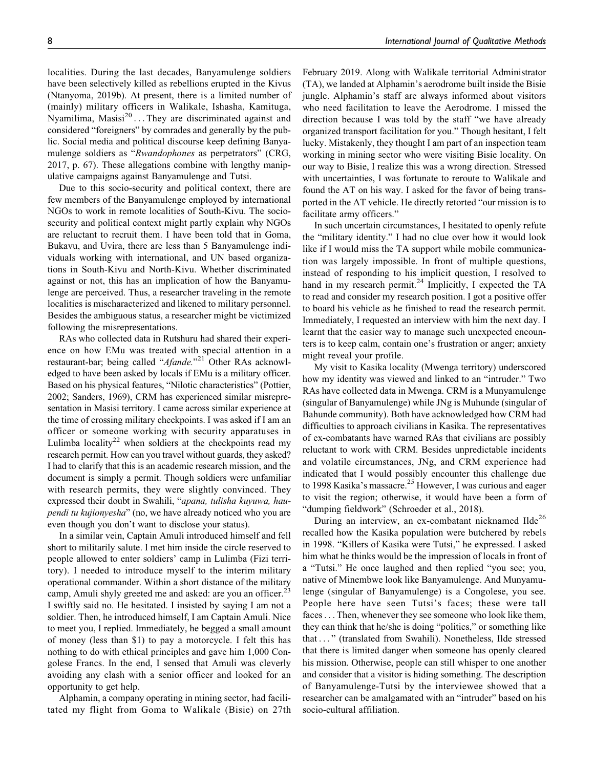localities. During the last decades, Banyamulenge soldiers have been selectively killed as rebellions erupted in the Kivus (Ntanyoma, 2019b). At present, there is a limited number of (mainly) military officers in Walikale, Ishasha, Kamituga, Nyamilima, Masisi[20] . . . They are discriminated against and considered "foreigners" by comrades and generally by the public. Social media and political discourse keep defining Banyamulenge soldiers as "*Rwandophones* as perpetrators" (CRG, 2017, p. 67). These allegations combine with lengthy manipulative campaigns against Banyamulenge and Tutsi.

Due to this socio-security and political context, there are few members of the Banyamulenge employed by international NGOs to work in remote localities of South-Kivu. The socio-security and political context might partly explain why NGOs are reluctant to recruit them. I have been told that in Goma, Bukavu, and Uvira, there are less than 5 Banyamulenge individuals working with international, and UN based organizations in South-Kivu and North-Kivu. Whether discriminated against or not, this has an implication of how the Banyamulenge are perceived. Thus, a researcher traveling in the remote localities is mischaracterized and likened to military personnel. Besides the ambiguous status, a researcher might be victimized following the misrepresentations.

RAs who collected data in Rutshuru had shared their experience on how EMu was treated with special attention in a restaurant-bar; being called "*Afande.*"[21] Other RAs acknowledged to have been asked by locals if EMu is a military officer. Based on his physical features, "Nilotic characteristics" (Pottier, 2002; Sanders, 1969), CRM has experienced similar misrepresentation in Masisi territory. I came across similar experience at the time of crossing military checkpoints. I was asked if I am an officer or someone working with security apparatuses in Lulimba locality[22] when soldiers at the checkpoints read my research permit. How can you travel without guards, they asked? I had to clarify that this is an academic research mission, and the document is simply a permit. Though soldiers were unfamiliar with research permits, they were slightly convinced. They expressed their doubt in Swahili, "*apana, tulisha kuyuwa, haupendi tu kujionyesha*" (no, we have already noticed who you are even though you don't want to disclose your status).

In a similar vein, Captain Amuli introduced himself and fell short to militarily salute. I met him inside the circle reserved to people allowed to enter soldiers' camp in Lulimba (Fizi territory). I needed to introduce myself to the interim military operational commander. Within a short distance of the military camp, Amuli shyly greeted me and asked: are you an officer.[23] I swiftly said no. He hesitated. I insisted by saying I am not a soldier. Then, he introduced himself, I am Captain Amuli. Nice to meet you, I replied. Immediately, he begged a small amount of money (less than $1) to pay a motorcycle. I felt this has nothing to do with ethical principles and gave him 1,000 Congolese Francs. In the end, I sensed that Amuli was cleverly avoiding any clash with a senior officer and looked for an opportunity to get help.

Alphamin, a company operating in mining sector, had facilitated my flight from Goma to Walikale (Bisie) on 27th February 2019. Along with Walikale territorial Administrator (TA), we landed at Alphamin's aerodrome built inside the Bisie jungle. Alphamin's staff are always informed about visitors who need facilitation to leave the Aerodrome. I missed the direction because I was told by the staff "we have already organized transport facilitation for you." Though hesitant, I felt lucky. Mistakenly, they thought I am part of an inspection team working in mining sector who were visiting Bisie locality. On our way to Bisie, I realize this was a wrong direction. Stressed with uncertainties, I was fortunate to reroute to Walikale and found the AT on his way. I asked for the favor of being transported in the AT vehicle. He directly retorted "our mission is to facilitate army officers."

In such uncertain circumstances, I hesitated to openly refute the "military identity." I had no clue over how it would look like if I would miss the TA support while mobile communication was largely impossible. In front of multiple questions, instead of responding to his implicit question, I resolved to hand in my research permit.[24] Implicitly, I expected the TA to read and consider my research position. I got a positive offer to board his vehicle as he finished to read the research permit. Immediately, I requested an interview with him the next day. I learnt that the easier way to manage such unexpected encounters is to keep calm, contain one's frustration or anger; anxiety might reveal your profile.

My visit to Kasika locality (Mwenga territory) underscored how my identity was viewed and linked to an "intruder." Two RAs have collected data in Mwenga. CRM is a Munyamulenge (singular of Banyamulenge) while JNg is Muhunde (singular of Bahunde community). Both have acknowledged how CRM had difficulties to approach civilians in Kasika. The representatives of ex-combatants have warned RAs that civilians are possibly reluctant to work with CRM. Besides unpredictable incidents and volatile circumstances, JNg, and CRM experience had indicated that I would possibly encounter this challenge due to 1998 Kasika's massacre.[25] However, I was curious and eager to visit the region; otherwise, it would have been a form of "dumping fieldwork" (Schroeder et al., 2018).

During an interview, an ex-combatant nicknamed Ilde[26] recalled how the Kasika population were butchered by rebels in 1998. "Killers of Kasika were Tutsi," he expressed. I asked him what he thinks would be the impression of locals in front of a "Tutsi." He once laughed and then replied "you see; you, native of Minembwe look like Banyamulenge. And Munyamulenge (singular of Banyamulenge) is a Congolese, you see. People here have seen Tutsi's faces; these were tall faces . . . Then, whenever they see someone who look like them, they can think that he/she is doing "politics," or something like that . . . " (translated from Swahili). Nonetheless, Ilde stressed that there is limited danger when someone has openly cleared his mission. Otherwise, people can still whisper to one another and consider that a visitor is hiding something. The description of Banyamulenge-Tutsi by the interviewee showed that a researcher can be amalgamated with an "intruder" based on his socio-cultural affiliation.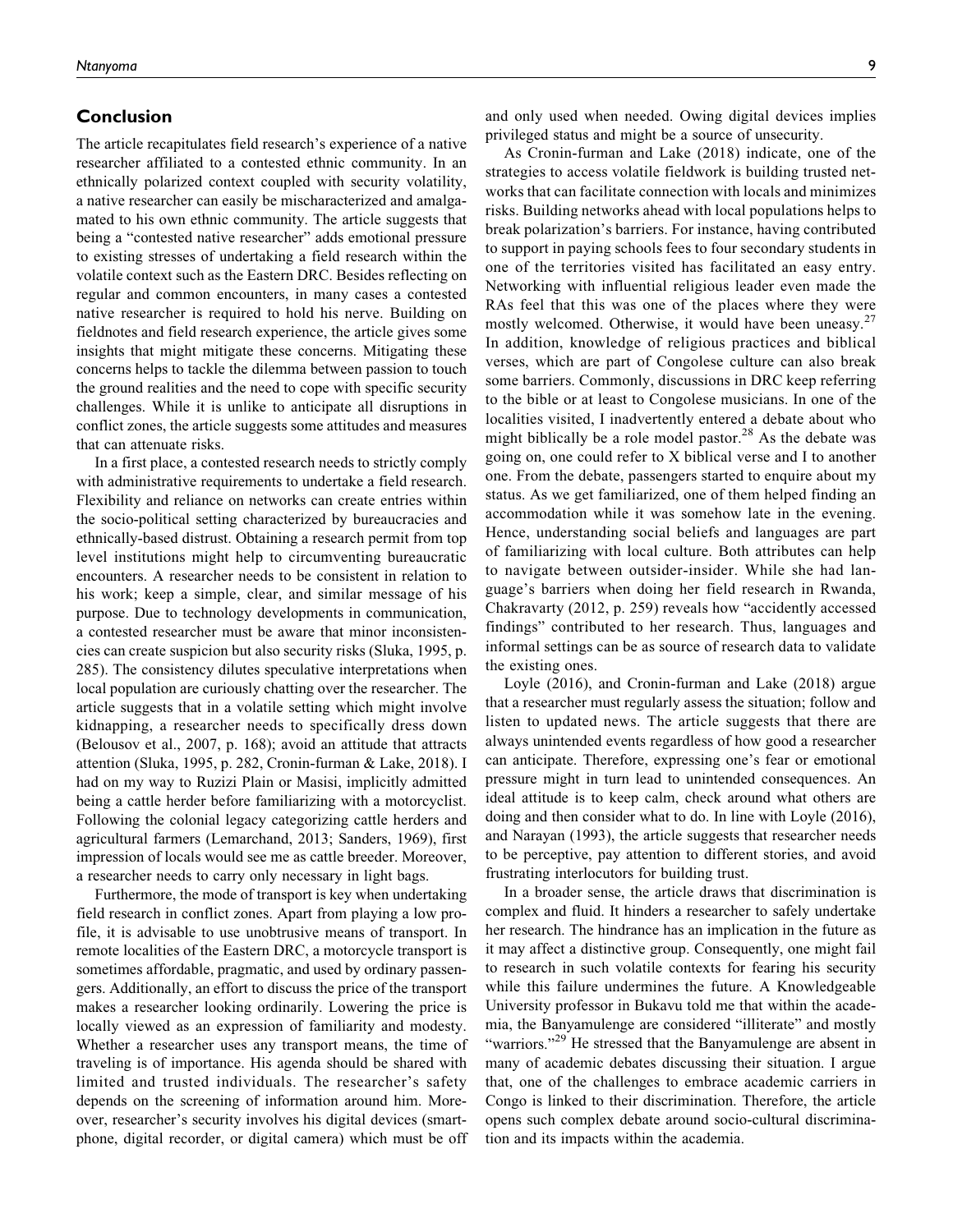## Conclusion

The article recapitulates field research's experience of a native researcher affiliated to a contested ethnic community. In an ethnically polarized context coupled with security volatility, a native researcher can easily be mischaracterized and amalgamated to his own ethnic community. The article suggests that being a "contested native researcher" adds emotional pressure to existing stresses of undertaking a field research within the volatile context such as the Eastern DRC. Besides reflecting on regular and common encounters, in many cases a contested native researcher is required to hold his nerve. Building on fieldnotes and field research experience, the article gives some insights that might mitigate these concerns. Mitigating these concerns helps to tackle the dilemma between passion to touch the ground realities and the need to cope with specific security challenges. While it is unlike to anticipate all disruptions in conflict zones, the article suggests some attitudes and measures that can attenuate risks.

In a first place, a contested research needs to strictly comply with administrative requirements to undertake a field research. Flexibility and reliance on networks can create entries within the socio-political setting characterized by bureaucracies and ethnically-based distrust. Obtaining a research permit from top level institutions might help to circumventing bureaucratic encounters. A researcher needs to be consistent in relation to his work; keep a simple, clear, and similar message of his purpose. Due to technology developments in communication, a contested researcher must be aware that minor inconsistencies can create suspicion but also security risks (Sluka, 1995, p. 285). The consistency dilutes speculative interpretations when local population are curiously chatting over the researcher. The article suggests that in a volatile setting which might involve kidnapping, a researcher needs to specifically dress down (Belousov et al., 2007, p. 168); avoid an attitude that attracts attention (Sluka, 1995, p. 282, Cronin-furman & Lake, 2018). I had on my way to Ruzizi Plain or Masisi, implicitly admitted being a cattle herder before familiarizing with a motorcyclist. Following the colonial legacy categorizing cattle herders and agricultural farmers (Lemarchand, 2013; Sanders, 1969), first impression of locals would see me as cattle breeder. Moreover, a researcher needs to carry only necessary in light bags.

Furthermore, the mode of transport is key when undertaking field research in conflict zones. Apart from playing a low profile, it is advisable to use unobtrusive means of transport. In remote localities of the Eastern DRC, a motorcycle transport is sometimes affordable, pragmatic, and used by ordinary passengers. Additionally, an effort to discuss the price of the transport makes a researcher looking ordinarily. Lowering the price is locally viewed as an expression of familiarity and modesty. Whether a researcher uses any transport means, the time of traveling is of importance. His agenda should be shared with limited and trusted individuals. The researcher's safety depends on the screening of information around him. Moreover, researcher's security involves his digital devices (smartphone, digital recorder, or digital camera) which must be off and only used when needed. Owing digital devices implies privileged status and might be a source of unsecurity.

As Cronin-furman and Lake (2018) indicate, one of the strategies to access volatile fieldwork is building trusted networks that can facilitate connection with locals and minimizes risks. Building networks ahead with local populations helps to break polarization's barriers. For instance, having contributed to support in paying schools fees to four secondary students in one of the territories visited has facilitated an easy entry. Networking with influential religious leader even made the RAs feel that this was one of the places where they were mostly welcomed. Otherwise, it would have been uneasy.[27] In addition, knowledge of religious practices and biblical verses, which are part of Congolese culture can also break some barriers. Commonly, discussions in DRC keep referring to the bible or at least to Congolese musicians. In one of the localities visited, I inadvertently entered a debate about who might biblically be a role model pastor.[28] As the debate was going on, one could refer to X biblical verse and I to another one. From the debate, passengers started to enquire about my status. As we get familiarized, one of them helped finding an accommodation while it was somehow late in the evening. Hence, understanding social beliefs and languages are part of familiarizing with local culture. Both attributes can help to navigate between outsider-insider. While she had language's barriers when doing her field research in Rwanda, Chakravarty (2012, p. 259) reveals how "accidently accessed findings" contributed to her research. Thus, languages and informal settings can be as source of research data to validate the existing ones.

Loyle (2016), and Cronin-furman and Lake (2018) argue that a researcher must regularly assess the situation; follow and listen to updated news. The article suggests that there are always unintended events regardless of how good a researcher can anticipate. Therefore, expressing one's fear or emotional pressure might in turn lead to unintended consequences. An ideal attitude is to keep calm, check around what others are doing and then consider what to do. In line with Loyle (2016), and Narayan (1993), the article suggests that researcher needs to be perceptive, pay attention to different stories, and avoid frustrating interlocutors for building trust.

In a broader sense, the article draws that discrimination is complex and fluid. It hinders a researcher to safely undertake her research. The hindrance has an implication in the future as it may affect a distinctive group. Consequently, one might fail to research in such volatile contexts for fearing his security while this failure undermines the future. A Knowledgeable University professor in Bukavu told me that within the academia, the Banyamulenge are considered "illiterate" and mostly "warriors."[29] He stressed that the Banyamulenge are absent in many of academic debates discussing their situation. I argue that, one of the challenges to embrace academic carriers in Congo is linked to their discrimination. Therefore, the article opens such complex debate around socio-cultural discrimination and its impacts within the academia.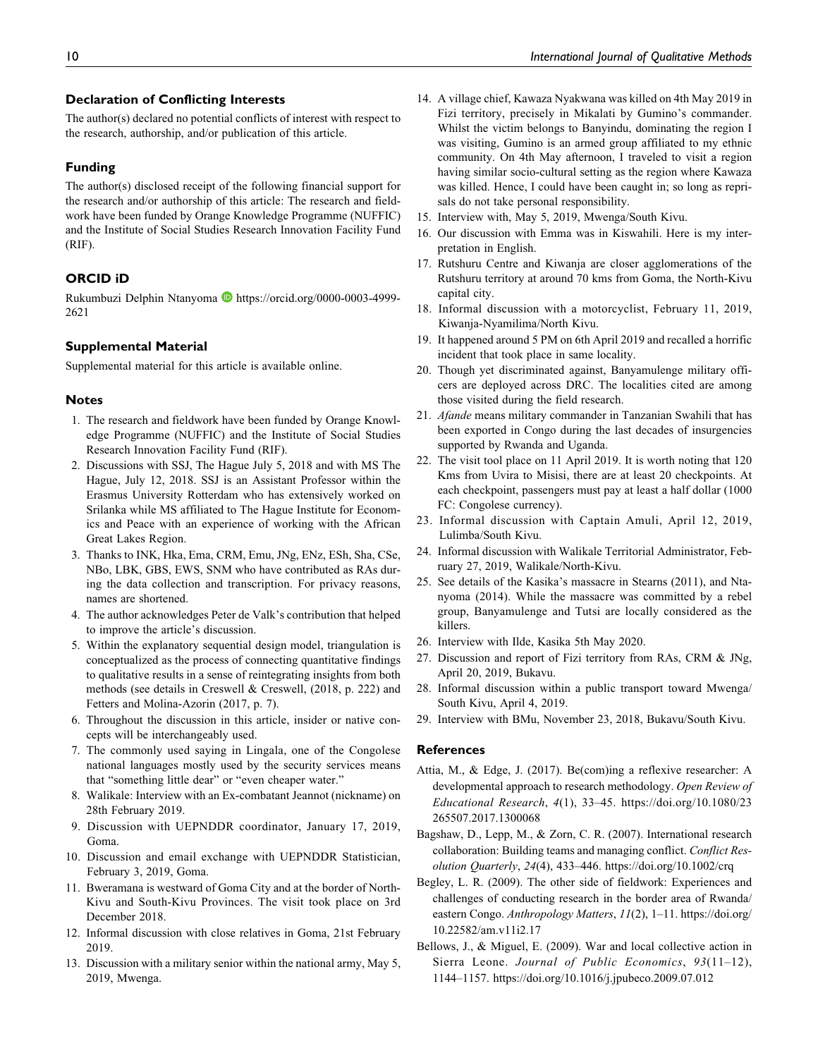## Declaration of Conflicting Interests

The author(s) declared no potential conflicts of interest with respect to the research, authorship, and/or publication of this article.

## Funding

The author(s) disclosed receipt of the following financial support for the research and/or authorship of this article: The research and fieldwork have been funded by Orange Knowledge Programme (NUFFIC) and the Institute of Social Studies Research Innovation Facility Fund (RIF).

## ORCID iD

Rukumbuzi Delphin Ntanyoma https://orcid.org/0000-0003-4999-2621

## Supplemental Material

Supplemental material for this article is available online.

## Notes

1. The research and fieldwork have been funded by Orange Knowledge Programme (NUFFIC) and the Institute of Social Studies Research Innovation Facility Fund (RIF).
2. Discussions with SSJ, The Hague July 5, 2018 and with MS The Hague, July 12, 2018. SSJ is an Assistant Professor within the Erasmus University Rotterdam who has extensively worked on Srilanka while MS affiliated to The Hague Institute for Economics and Peace with an experience of working with the African Great Lakes Region.
3. Thanks to INK, Hka, Ema, CRM, Emu, JNg, ENz, ESh, Sha, CSe, NBo, LBK, GBS, EWS, SNM who have contributed as RAs during the data collection and transcription. For privacy reasons, names are shortened.
4. The author acknowledges Peter de Valk's contribution that helped to improve the article's discussion.
5. Within the explanatory sequential design model, triangulation is conceptualized as the process of connecting quantitative findings to qualitative results in a sense of reintegrating insights from both methods (see details in Creswell & Creswell, (2018, p. 222) and Fetters and Molina-Azorin (2017, p. 7).
6. Throughout the discussion in this article, insider or native concepts will be interchangeably used.
7. The commonly used saying in Lingala, one of the Congolese national languages mostly used by the security services means that "something little dear" or "even cheaper water."
8. Walikale: Interview with an Ex-combatant Jeannot (nickname) on 28th February 2019.
9. Discussion with UEPNDDR coordinator, January 17, 2019, Goma.
10. Discussion and email exchange with UEPNDDR Statistician, February 3, 2019, Goma.
11. Bweramana is westward of Goma City and at the border of North-Kivu and South-Kivu Provinces. The visit took place on 3rd December 2018.
12. Informal discussion with close relatives in Goma, 21st February 2019.
13. Discussion with a military senior within the national army, May 5, 2019, Mwenga.
14. A village chief, Kawaza Nyakwana was killed on 4th May 2019 in Fizi territory, precisely in Mikalati by Gumino's commander. Whilst the victim belongs to Banyindu, dominating the region I was visiting, Gumino is an armed group affiliated to my ethnic community. On 4th May afternoon, I traveled to visit a region having similar socio-cultural setting as the region where Kawaza was killed. Hence, I could have been caught in; so long as reprisals do not take personal responsibility.
15. Interview with, May 5, 2019, Mwenga/South Kivu.
16. Our discussion with Emma was in Kiswahili. Here is my interpretation in English.
17. Rutshuru Centre and Kiwanja are closer agglomerations of the Rutshuru territory at around 70 kms from Goma, the North-Kivu capital city.
18. Informal discussion with a motorcyclist, February 11, 2019, Kiwanja-Nyamilima/North Kivu.
19. It happened around 5 PM on 6th April 2019 and recalled a horrific incident that took place in same locality.
20. Though yet discriminated against, Banyamulenge military officers are deployed across DRC. The localities cited are among those visited during the field research.
21. *Afande* means military commander in Tanzanian Swahili that has been exported in Congo during the last decades of insurgencies supported by Rwanda and Uganda.
22. The visit tool place on 11 April 2019. It is worth noting that 120 Kms from Uvira to Misisi, there are at least 20 checkpoints. At each checkpoint, passengers must pay at least a half dollar (1000 FC: Congolese currency).
23. Informal discussion with Captain Amuli, April 12, 2019, Lulimba/South Kivu.
24. Informal discussion with Walikale Territorial Administrator, February 27, 2019, Walikale/North-Kivu.
25. See details of the Kasika's massacre in Stearns (2011), and Ntanyoma (2014). While the massacre was committed by a rebel group, Banyamulenge and Tutsi are locally considered as the killers.
26. Interview with Ilde, Kasika 5th May 2020.
27. Discussion and report of Fizi territory from RAs, CRM & JNg, April 20, 2019, Bukavu.
28. Informal discussion within a public transport toward Mwenga/South Kivu, April 4, 2019.
29. Interview with BMu, November 23, 2018, Bukavu/South Kivu.

## References

Attia, M., & Edge, J. (2017). Be(com)ing a reflexive researcher: A developmental approach to research methodology. *Open Review of Educational Research*, *4*(1), 33–45. https://doi.org/10.1080/23265507.2017.1300068

Bagshaw, D., Lepp, M., & Zorn, C. R. (2007). International research collaboration: Building teams and managing conflict. *Conflict Resolution Quarterly*, *24*(4), 433–446. https://doi.org/10.1002/crq

Begley, L. R. (2009). The other side of fieldwork: Experiences and challenges of conducting research in the border area of Rwanda/eastern Congo. *Anthropology Matters*, *11*(2), 1–11. https://doi.org/10.22582/am.v11i2.17

Bellows, J., & Miguel, E. (2009). War and local collective action in Sierra Leone. *Journal of Public Economics*, *93*(11–12), 1144–1157. https://doi.org/10.1016/j.jpubeco.2009.07.012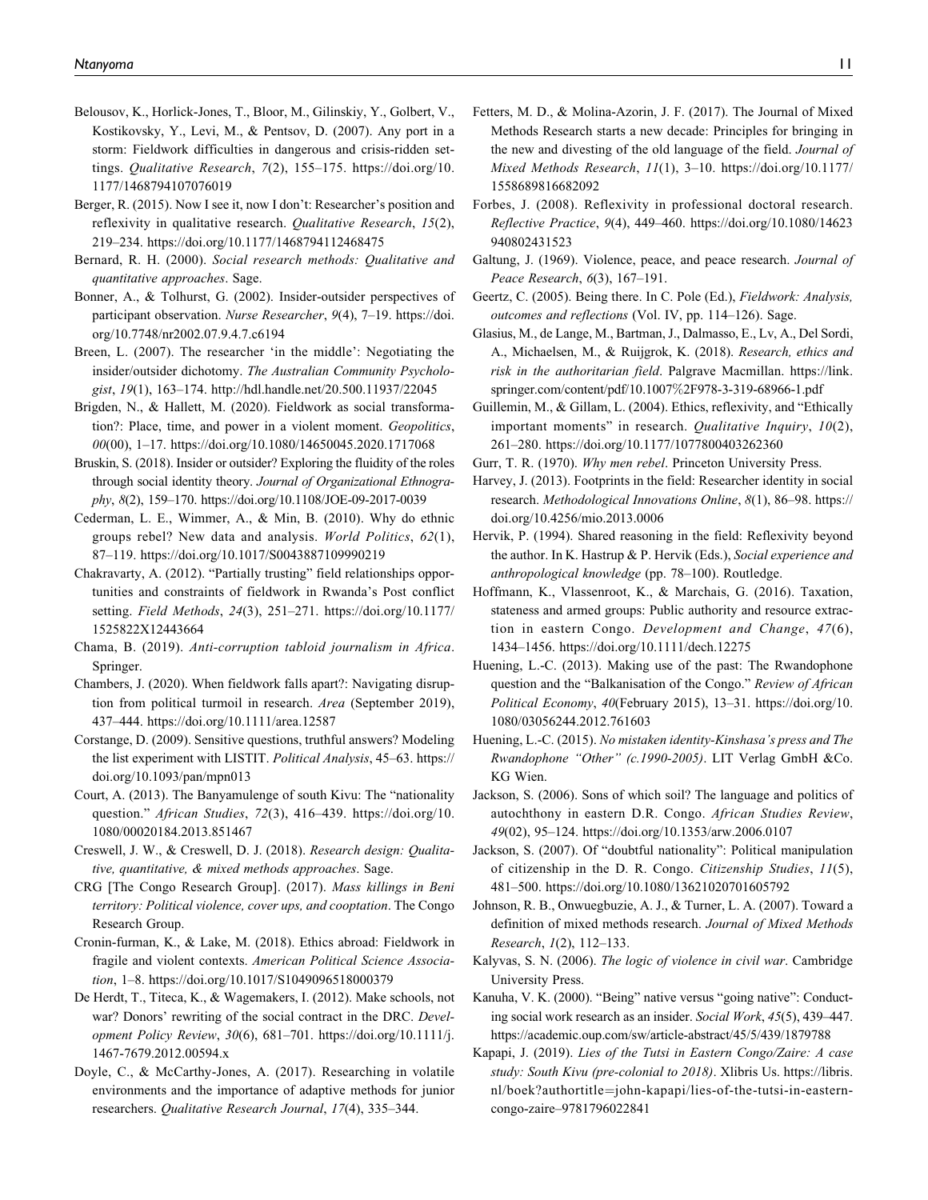Belousov, K., Horlick-Jones, T., Bloor, M., Gilinskiy, Y., Golbert, V., Kostikovsky, Y., Levi, M., & Pentsov, D. (2007). Any port in a storm: Fieldwork difficulties in dangerous and crisis-ridden settings. *Qualitative Research*, *7*(2), 155–175. https://doi.org/10.1177/1468794107076019

Berger, R. (2015). Now I see it, now I don't: Researcher's position and reflexivity in qualitative research. *Qualitative Research*, *15*(2), 219–234. https://doi.org/10.1177/1468794112468475

Bernard, R. H. (2000). *Social research methods: Qualitative and quantitative approaches*. Sage.

Bonner, A., & Tolhurst, G. (2002). Insider-outsider perspectives of participant observation. *Nurse Researcher*, *9*(4), 7–19. https://doi.org/10.7748/nr2002.07.9.4.7.c6194

Breen, L. (2007). The researcher 'in the middle': Negotiating the insider/outsider dichotomy. *The Australian Community Psychologist*, *19*(1), 163–174. http://hdl.handle.net/20.500.11937/22045

Brigden, N., & Hallett, M. (2020). Fieldwork as social transformation?: Place, time, and power in a violent moment. *Geopolitics*, *00*(00), 1–17. https://doi.org/10.1080/14650045.2020.1717068

Bruskin, S. (2018). Insider or outsider? Exploring the fluidity of the roles through social identity theory. *Journal of Organizational Ethnography*, *8*(2), 159–170. https://doi.org/10.1108/JOE-09-2017-0039

Cederman, L. E., Wimmer, A., & Min, B. (2010). Why do ethnic groups rebel? New data and analysis. *World Politics*, *62*(1), 87–119. https://doi.org/10.1017/S0043887109990219

Chakravarty, A. (2012). "Partially trusting" field relationships opportunities and constraints of fieldwork in Rwanda's Post conflict setting. *Field Methods*, *24*(3), 251–271. https://doi.org/10.1177/1525822X12443664

Chama, B. (2019). *Anti-corruption tabloid journalism in Africa*. Springer.

Chambers, J. (2020). When fieldwork falls apart?: Navigating disruption from political turmoil in research. *Area* (September 2019), 437–444. https://doi.org/10.1111/area.12587

Corstange, D. (2009). Sensitive questions, truthful answers? Modeling the list experiment with LISTIT. *Political Analysis*, 45–63. https://doi.org/10.1093/pan/mpn013

Court, A. (2013). The Banyamulenge of south Kivu: The "nationality question." *African Studies*, *72*(3), 416–439. https://doi.org/10.1080/00020184.2013.851467

Creswell, J. W., & Creswell, D. J. (2018). *Research design: Qualitative, quantitative, & mixed methods approaches.* Sage.

CRG [The Congo Research Group]. (2017). *Mass killings in Beni territory: Political violence, cover ups, and cooptation*. The Congo Research Group.

Cronin-furman, K., & Lake, M. (2018). Ethics abroad: Fieldwork in fragile and violent contexts. *American Political Science Association*, 1–8. https://doi.org/10.1017/S1049096518000379

De Herdt, T., Titeca, K., & Wagemakers, I. (2012). Make schools, not war? Donors' rewriting of the social contract in the DRC. *Development Policy Review*, *30*(6), 681–701. https://doi.org/10.1111/j.1467-7679.2012.00594.x

Doyle, C., & McCarthy-Jones, A. (2017). Researching in volatile environments and the importance of adaptive methods for junior researchers. *Qualitative Research Journal*, *17*(4), 335–344.

Fetters, M. D., & Molina-Azorin, J. F. (2017). The Journal of Mixed Methods Research starts a new decade: Principles for bringing in the new and divesting of the old language of the field. *Journal of Mixed Methods Research*, *11*(1), 3–10. https://doi.org/10.1177/1558689816682092

Forbes, J. (2008). Reflexivity in professional doctoral research. *Reflective Practice*, *9*(4), 449–460. https://doi.org/10.1080/14623940802431523

Galtung, J. (1969). Violence, peace, and peace research. *Journal of Peace Research*, *6*(3), 167–191.

Geertz, C. (2005). Being there. In C. Pole (Ed.), *Fieldwork: Analysis, outcomes and reflections* (Vol. IV, pp. 114–126). Sage.

Glasius, M., de Lange, M., Bartman, J., Dalmasso, E., Lv, A., Del Sordi, A., Michaelsen, M., & Ruijgrok, K. (2018). *Research, ethics and risk in the authoritarian field*. Palgrave Macmillan. https://link.springer.com/content/pdf/10.1007%2F978-3-319-68966-1.pdf

Guillemin, M., & Gillam, L. (2004). Ethics, reflexivity, and "Ethically important moments" in research. *Qualitative Inquiry*, *10*(2), 261–280. https://doi.org/10.1177/1077800403262360

Gurr, T. R. (1970). *Why men rebel*. Princeton University Press.

Harvey, J. (2013). Footprints in the field: Researcher identity in social research. *Methodological Innovations Online*, *8*(1), 86–98. https://doi.org/10.4256/mio.2013.0006

Hervik, P. (1994). Shared reasoning in the field: Reflexivity beyond the author. In K. Hastrup & P. Hervik (Eds.), *Social experience and anthropological knowledge* (pp. 78–100). Routledge.

Hoffmann, K., Vlassenroot, K., & Marchais, G. (2016). Taxation, stateness and armed groups: Public authority and resource extraction in eastern Congo. *Development and Change*, *47*(6), 1434–1456. https://doi.org/10.1111/dech.12275

Huening, L.-C. (2013). Making use of the past: The Rwandophone question and the "Balkanisation of the Congo." *Review of African Political Economy*, *40*(February 2015), 13–31. https://doi.org/10.1080/03056244.2012.761603

Huening, L.-C. (2015). *No mistaken identity-Kinshasa's press and The Rwandophone "Other" (c.1990-2005)*. LIT Verlag GmbH &Co. KG Wien.

Jackson, S. (2006). Sons of which soil? The language and politics of autochthony in eastern D.R. Congo. *African Studies Review*, *49*(02), 95–124. https://doi.org/10.1353/arw.2006.0107

Jackson, S. (2007). Of "doubtful nationality": Political manipulation of citizenship in the D. R. Congo. *Citizenship Studies*, *11*(5), 481–500. https://doi.org/10.1080/13621020701605792

Johnson, R. B., Onwuegbuzie, A. J., & Turner, L. A. (2007). Toward a definition of mixed methods research. *Journal of Mixed Methods Research*, *1*(2), 112–133.

Kalyvas, S. N. (2006). *The logic of violence in civil war*. Cambridge University Press.

Kanuha, V. K. (2000). "Being" native versus "going native": Conducting social work research as an insider. *Social Work*, *45*(5), 439–447. https://academic.oup.com/sw/article-abstract/45/5/439/1879788

Kapapi, J. (2019). *Lies of the Tutsi in Eastern Congo/Zaire: A case study: South Kivu (pre-colonial to 2018)*. Xlibris Us. https://libris.nl/boek?authortitle=john-kapapi/lies-of-the-tutsi-in-eastern-congo-zaire–9781796022841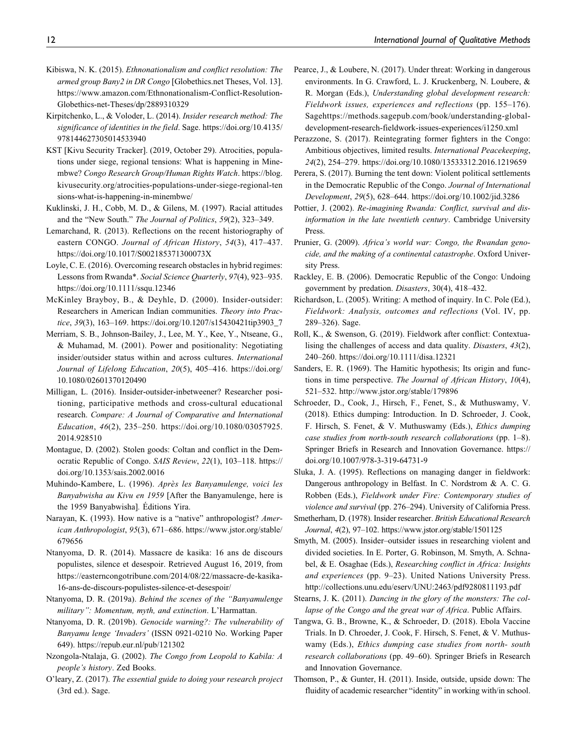Kibiswa, N. K. (2015). *Ethnonationalism and conflict resolution: The armed group Bany2 in DR Congo* [Globethics.net Theses, Vol. 13]. https://www.amazon.com/Ethnonationalism-Conflict-Resolution-Globethics-net-Theses/dp/2889310329

Kirpitchenko, L., & Voloder, L. (2014). *Insider research method: The significance of identities in the field*. Sage. https://doi.org/10.4135/978144627305014533940

KST [Kivu Security Tracker]. (2019, October 29). Atrocities, populations under siege, regional tensions: What is happening in Minembwe? *Congo Research Group/Human Rights Watch*. https://blog.kivusecurity.org/atrocities-populations-under-siege-regional-tensions-what-is-happening-in-minembwe/

Kuklinski, J. H., Cobb, M. D., & Gilens, M. (1997). Racial attitudes and the "New South." *The Journal of Politics*, *59*(2), 323–349.

Lemarchand, R. (2013). Reflections on the recent historiography of eastern CONGO. *Journal of African History*, *54*(3), 417–437. https://doi.org/10.1017/S002185371300073X

Loyle, C. E. (2016). Overcoming research obstacles in hybrid regimes: Lessons from Rwanda*. *Social Science Quarterly*, *97*(4), 923–935. https://doi.org/10.1111/ssqu.12346

McKinley Brayboy, B., & Deyhle, D. (2000). Insider-outsider: Researchers in American Indian communities. *Theory into Practice*, *39*(3), 163–169. https://doi.org/10.1207/s15430421tip3903_7

Merriam, S. B., Johnson-Bailey, J., Lee, M. Y., Kee, Y., Ntseane, G., & Muhamad, M. (2001). Power and positionality: Negotiating insider/outsider status within and across cultures. *International Journal of Lifelong Education*, *20*(5), 405–416. https://doi.org/10.1080/02601370120490

Milligan, L. (2016). Insider-outsider-inbetweener? Researcher positioning, participative methods and cross-cultural educational research. *Compare: A Journal of Comparative and International Education*, *46*(2), 235–250. https://doi.org/10.1080/03057925.2014.928510

Montague, D. (2002). Stolen goods: Coltan and conflict in the Democratic Republic of Congo. *SAIS Review*, *22*(1), 103–118. https://doi.org/10.1353/sais.2002.0016

Muhindo-Kambere, L. (1996). *Après les Banyamulenge, voici les Banyabwisha au Kivu en 1959* [After the Banyamulenge, here is the 1959 Banyabwisha]. Éditions Yira.

Narayan, K. (1993). How native is a "native" anthropologist? *American Anthropologist*, *95*(3), 671–686. https://www.jstor.org/stable/679656

Ntanyoma, D. R. (2014). Massacre de kasika: 16 ans de discours populistes, silence et desespoir. Retrieved August 16, 2019, from https://easterncongotribune.com/2014/08/22/massacre-de-kasika-16-ans-de-discours-populistes-silence-et-desespoir/

Ntanyoma, D. R. (2019a). *Behind the scenes of the "Banyamulenge military": Momentum, myth, and extinction*. L'Harmattan.

Ntanyoma, D. R. (2019b). *Genocide warning?: The vulnerability of Banyamu lenge 'Invaders'* (ISSN 0921-0210 No. Working Paper 649). https://repub.eur.nl/pub/121302

Nzongola-Ntalaja, G. (2002). *The Congo from Leopold to Kabila: A people's history*. Zed Books.

O'leary, Z. (2017). *The essential guide to doing your research project* (3rd ed.). Sage.

Pearce, J., & Loubere, N. (2017). Under threat: Working in dangerous environments. In G. Crawford, L. J. Kruckenberg, N. Loubere, & R. Morgan (Eds.), *Understanding global development research: Fieldwork issues, experiences and reflections* (pp. 155–176). Sagehttps://methods.sagepub.com/book/understanding-global-development-research-fieldwork-issues-experiences/i1250.xml

Perazzone, S. (2017). Reintegrating former fighters in the Congo: Ambitious objectives, limited results. *International Peacekeeping*, *24*(2), 254–279. https://doi.org/10.1080/13533312.2016.1219659

Perera, S. (2017). Burning the tent down: Violent political settlements in the Democratic Republic of the Congo. *Journal of International Development*, *29*(5), 628–644. https://doi.org/10.1002/jid.3286

Pottier, J. (2002). *Re-imagining Rwanda: Conflict, survival and disinformation in the late twentieth century*. Cambridge University Press.

Prunier, G. (2009). *Africa's world war: Congo, the Rwandan genocide, and the making of a continental catastrophe*. Oxford University Press.

Rackley, E. B. (2006). Democratic Republic of the Congo: Undoing government by predation. *Disasters*, 30(4), 418–432.

Richardson, L. (2005). Writing: A method of inquiry. In C. Pole (Ed.), *Fieldwork: Analysis, outcomes and reflections* (Vol. IV, pp. 289–326). Sage.

Roll, K., & Swenson, G. (2019). Fieldwork after conflict: Contextualising the challenges of access and data quality. *Disasters*, *43*(2), 240–260. https://doi.org/10.1111/disa.12321

Sanders, E. R. (1969). The Hamitic hypothesis; Its origin and functions in time perspective. *The Journal of African History*, *10*(4), 521–532. http://www.jstor.org/stable/179896

Schroeder, D., Cook, J., Hirsch, F., Fenet, S., & Muthuswamy, V. (2018). Ethics dumping: Introduction. In D. Schroeder, J. Cook, F. Hirsch, S. Fenet, & V. Muthuswamy (Eds.), *Ethics dumping case studies from north-south research collaborations* (pp. 1–8). Springer Briefs in Research and Innovation Governance. https://doi.org/10.1007/978-3-319-64731-9

Sluka, J. A. (1995). Reflections on managing danger in fieldwork: Dangerous anthropology in Belfast. In C. Nordstrom & A. C. G. Robben (Eds.), *Fieldwork under Fire: Contemporary studies of violence and survival* (pp. 276–294). University of California Press.

Smetherham, D. (1978). Insider researcher. *British Educational Research Journal*, *4*(2), 97–102. https://www.jstor.org/stable/1501125

Smyth, M. (2005). Insider–outsider issues in researching violent and divided societies. In E. Porter, G. Robinson, M. Smyth, A. Schnabel, & E. Osaghae (Eds.), *Researching conflict in Africa: Insights and experiences* (pp. 9–23). United Nations University Press. http://collections.unu.edu/eserv/UNU:2463/pdf9280811193.pdf

Stearns, J. K. (2011). *Dancing in the glory of the monsters: The collapse of the Congo and the great war of Africa*. Public Affairs.

Tangwa, G. B., Browne, K., & Schroeder, D. (2018). Ebola Vaccine Trials. In D. Chroeder, J. Cook, F. Hirsch, S. Fenet, & V. Muthuswamy (Eds.), *Ethics dumping case studies from north- south research collaborations* (pp. 49–60). Springer Briefs in Research and Innovation Governance.

Thomson, P., & Gunter, H. (2011). Inside, outside, upside down: The fluidity of academic researcher "identity" in working with/in school.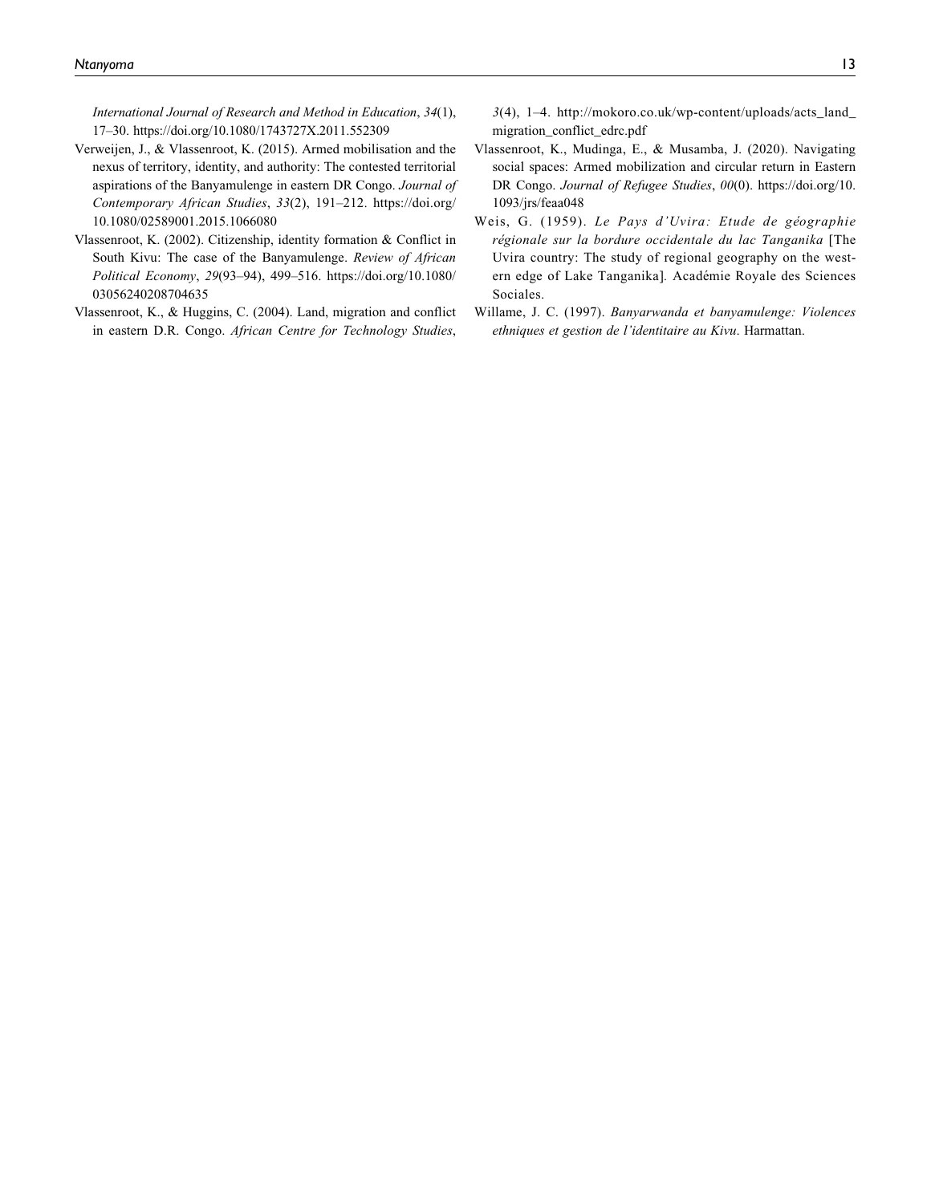*International Journal of Research and Method in Education*, *34*(1), 17–30. https://doi.org/10.1080/1743727X.2011.552309

Verweijen, J., & Vlassenroot, K. (2015). Armed mobilisation and the nexus of territory, identity, and authority: The contested territorial aspirations of the Banyamulenge in eastern DR Congo. *Journal of Contemporary African Studies*, *33*(2), 191–212. https://doi.org/10.1080/02589001.2015.1066080

Vlassenroot, K. (2002). Citizenship, identity formation & Conflict in South Kivu: The case of the Banyamulenge. *Review of African Political Economy*, *29*(93–94), 499–516. https://doi.org/10.1080/03056240208704635

Vlassenroot, K., & Huggins, C. (2004). Land, migration and conflict in eastern D.R. Congo. *African Centre for Technology Studies*, *3*(4), 1–4. http://mokoro.co.uk/wp-content/uploads/acts_land_migration_conflict_edrc.pdf

Vlassenroot, K., Mudinga, E., & Musamba, J. (2020). Navigating social spaces: Armed mobilization and circular return in Eastern DR Congo. *Journal of Refugee Studies*, *00*(0). https://doi.org/10.1093/jrs/feaa048

Weis, G. (1959). *Le Pays d'Uvira: Etude de géographie régionale sur la bordure occidentale du lac Tanganika* [The Uvira country: The study of regional geography on the western edge of Lake Tanganika]. Académie Royale des Sciences Sociales.

Willame, J. C. (1997). *Banyarwanda et banyamulenge: Violences ethniques et gestion de l'identitaire au Kivu*. Harmattan.